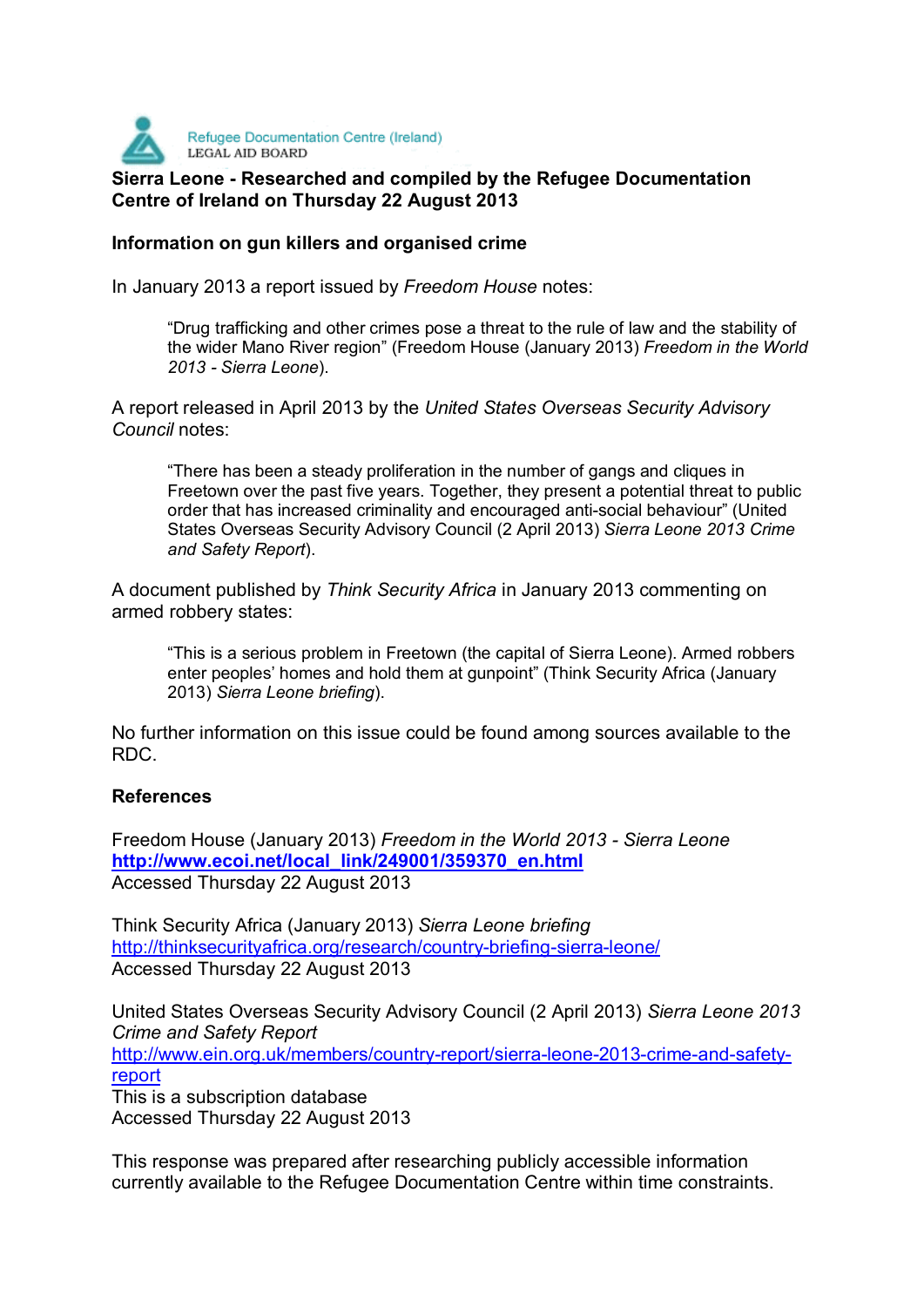Refugee Documentation Centre (Ireland)
LEGAL AID BOARD

**Sierra Leone - Researched and compiled by the Refugee Documentation Centre of Ireland on Thursday 22 August 2013**

**Information on gun killers and organised crime**

In January 2013 a report issued by *Freedom House* notes:

> "Drug trafficking and other crimes pose a threat to the rule of law and the stability of the wider Mano River region" (Freedom House (January 2013) *Freedom in the World 2013 - Sierra Leone*).

A report released in April 2013 by the *United States Overseas Security Advisory Council* notes:

> "There has been a steady proliferation in the number of gangs and cliques in Freetown over the past five years. Together, they present a potential threat to public order that has increased criminality and encouraged anti-social behaviour" (United States Overseas Security Advisory Council (2 April 2013) *Sierra Leone 2013 Crime and Safety Report*).

A document published by *Think Security Africa* in January 2013 commenting on armed robbery states:

> "This is a serious problem in Freetown (the capital of Sierra Leone). Armed robbers enter peoples' homes and hold them at gunpoint" (Think Security Africa (January 2013) *Sierra Leone briefing*).

No further information on this issue could be found among sources available to the RDC.

**References**

Freedom House (January 2013) *Freedom in the World 2013 - Sierra Leone*
**http://www.ecoi.net/local_link/249001/359370_en.html**
Accessed Thursday 22 August 2013

Think Security Africa (January 2013) *Sierra Leone briefing*
http://thinksecurityafrica.org/research/country-briefing-sierra-leone/
Accessed Thursday 22 August 2013

United States Overseas Security Advisory Council (2 April 2013) *Sierra Leone 2013 Crime and Safety Report*
http://www.ein.org.uk/members/country-report/sierra-leone-2013-crime-and-safety-report
This is a subscription database
Accessed Thursday 22 August 2013

This response was prepared after researching publicly accessible information currently available to the Refugee Documentation Centre within time constraints.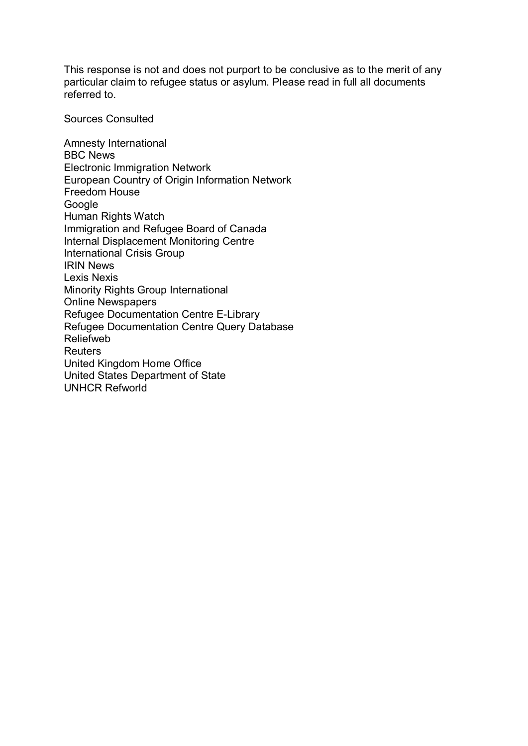This response is not and does not purport to be conclusive as to the merit of any particular claim to refugee status or asylum. Please read in full all documents referred to.

Sources Consulted

Amnesty International
BBC News
Electronic Immigration Network
European Country of Origin Information Network
Freedom House
Google
Human Rights Watch
Immigration and Refugee Board of Canada
Internal Displacement Monitoring Centre
International Crisis Group
IRIN News
Lexis Nexis
Minority Rights Group International
Online Newspapers
Refugee Documentation Centre E-Library
Refugee Documentation Centre Query Database
Reliefweb
Reuters
United Kingdom Home Office
United States Department of State
UNHCR Refworld